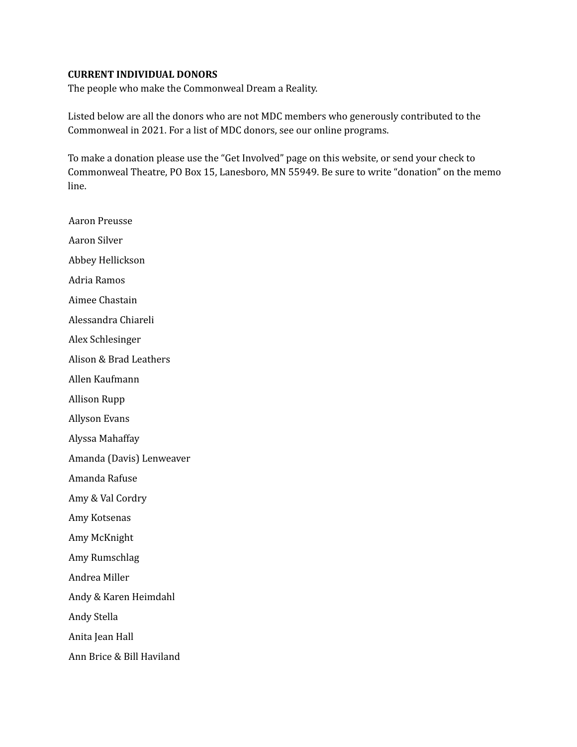**CURRENT INDIVIDUAL DONORS**

The people who make the Commonweal Dream a Reality.

Listed below are all the donors who are not MDC members who generously contributed to the Commonweal in 2021. For a list of MDC donors, see our online programs.

To make a donation please use the "Get Involved" page on this website, or send your check to Commonweal Theatre, PO Box 15, Lanesboro, MN 55949. Be sure to write "donation" on the memo line.

Aaron Preusse

Aaron Silver

Abbey Hellickson

Adria Ramos

Aimee Chastain

Alessandra Chiareli

Alex Schlesinger

Alison & Brad Leathers

Allen Kaufmann

Allison Rupp

Allyson Evans

Alyssa Mahaffay

Amanda (Davis) Lenweaver

Amanda Rafuse

Amy & Val Cordry

Amy Kotsenas

Amy McKnight

Amy Rumschlag

Andrea Miller

Andy & Karen Heimdahl

Andy Stella

Anita Jean Hall

Ann Brice & Bill Haviland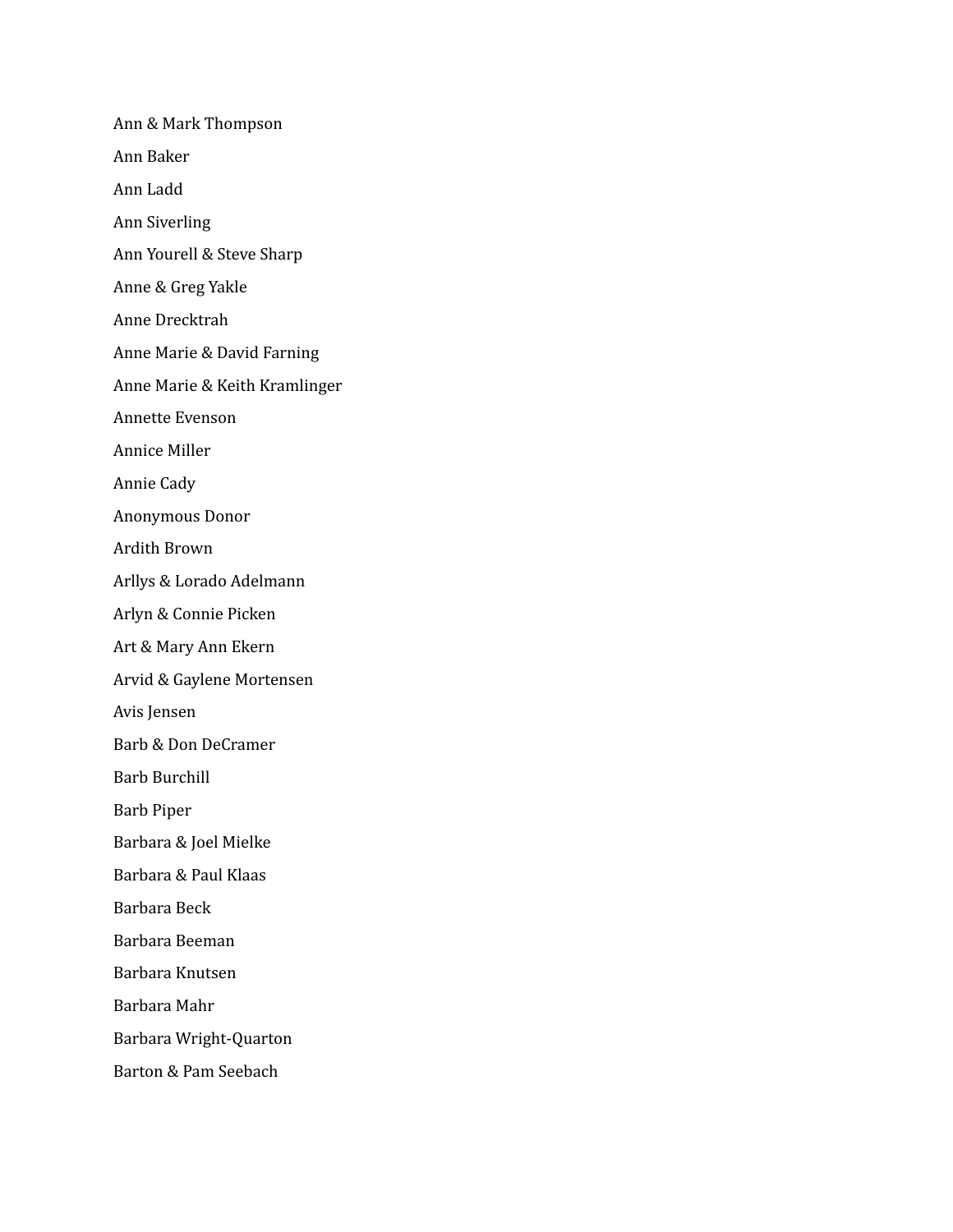Ann & Mark Thompson

Ann Baker

Ann Ladd

Ann Siverling

Ann Yourell & Steve Sharp

Anne & Greg Yakle

Anne Drecktrah

Anne Marie & David Farning

Anne Marie & Keith Kramlinger

Annette Evenson

Annice Miller

Annie Cady

Anonymous Donor

Ardith Brown

Arllys & Lorado Adelmann

Arlyn & Connie Picken

Art & Mary Ann Ekern

Arvid & Gaylene Mortensen

Avis Jensen

Barb & Don DeCramer

Barb Burchill

Barb Piper

Barbara & Joel Mielke

Barbara & Paul Klaas

Barbara Beck

Barbara Beeman

Barbara Knutsen

Barbara Mahr

Barbara Wright-Quarton

Barton & Pam Seebach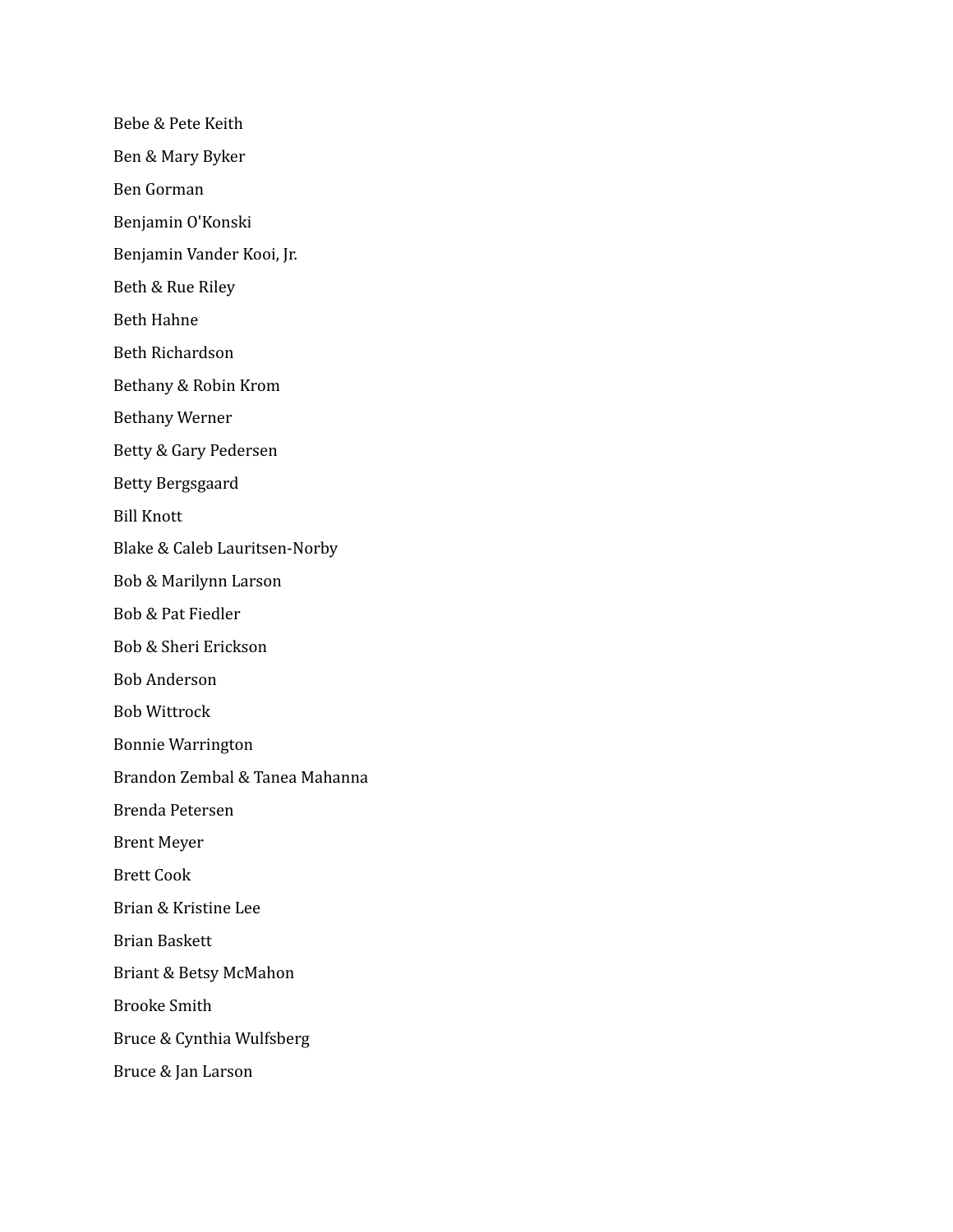Bebe & Pete Keith

Ben & Mary Byker

Ben Gorman

Benjamin O'Konski

Benjamin Vander Kooi, Jr.

Beth & Rue Riley

Beth Hahne

Beth Richardson

Bethany & Robin Krom

Bethany Werner

Betty & Gary Pedersen

Betty Bergsgaard

Bill Knott

Blake & Caleb Lauritsen-Norby

Bob & Marilynn Larson

Bob & Pat Fiedler

Bob & Sheri Erickson

Bob Anderson

Bob Wittrock

Bonnie Warrington

Brandon Zembal & Tanea Mahanna

Brenda Petersen

Brent Meyer

Brett Cook

Brian & Kristine Lee

Brian Baskett

Briant & Betsy McMahon

Brooke Smith

Bruce & Cynthia Wulfsberg

Bruce & Jan Larson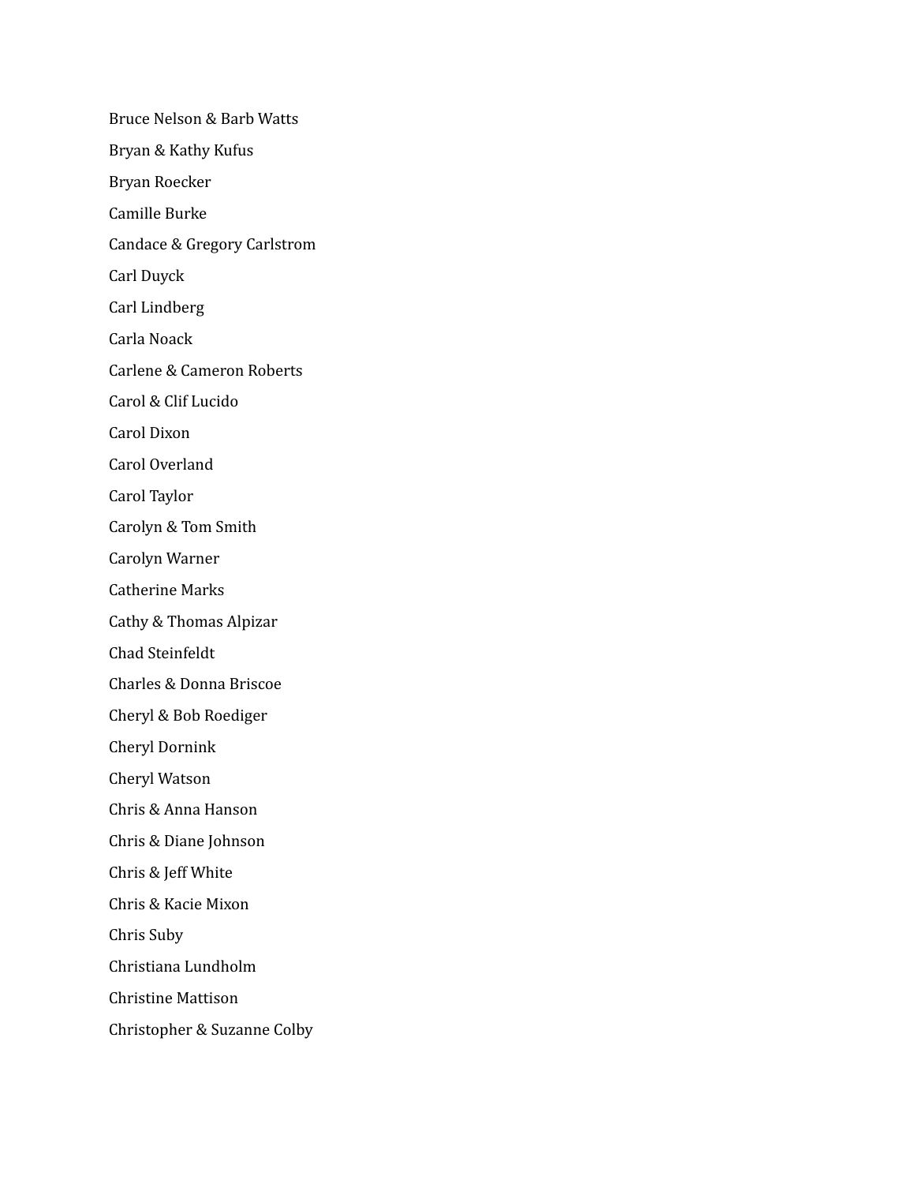Bruce Nelson & Barb Watts

Bryan & Kathy Kufus

Bryan Roecker

Camille Burke

Candace & Gregory Carlstrom

Carl Duyck

Carl Lindberg

Carla Noack

Carlene & Cameron Roberts

Carol & Clif Lucido

Carol Dixon

Carol Overland

Carol Taylor

Carolyn & Tom Smith

Carolyn Warner

Catherine Marks

Cathy & Thomas Alpizar

Chad Steinfeldt

Charles & Donna Briscoe

Cheryl & Bob Roediger

Cheryl Dornink

Cheryl Watson

Chris & Anna Hanson

Chris & Diane Johnson

Chris & Jeff White

Chris & Kacie Mixon

Chris Suby

Christiana Lundholm

Christine Mattison

Christopher & Suzanne Colby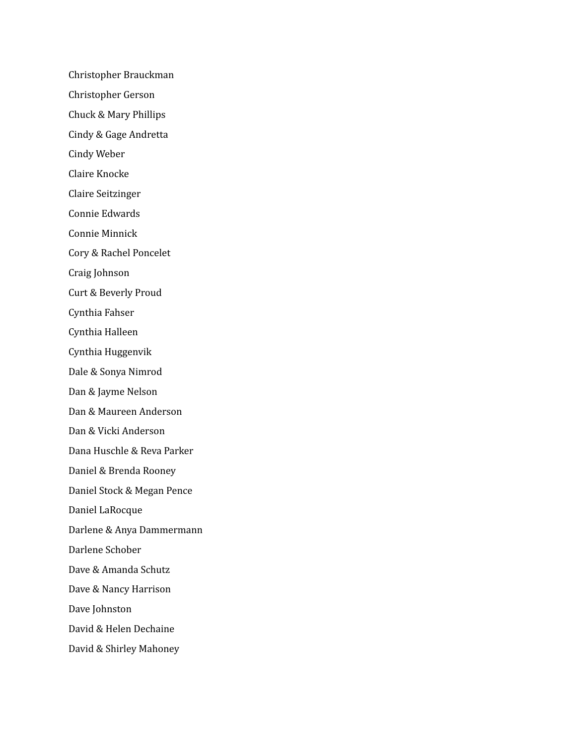Christopher Brauckman

Christopher Gerson

Chuck & Mary Phillips

Cindy & Gage Andretta

Cindy Weber

Claire Knocke

Claire Seitzinger

Connie Edwards

Connie Minnick

Cory & Rachel Poncelet

Craig Johnson

Curt & Beverly Proud

Cynthia Fahser

Cynthia Halleen

Cynthia Huggenvik

Dale & Sonya Nimrod

Dan & Jayme Nelson

Dan & Maureen Anderson

Dan & Vicki Anderson

Dana Huschle & Reva Parker

Daniel & Brenda Rooney

Daniel Stock & Megan Pence

Daniel LaRocque

Darlene & Anya Dammermann

Darlene Schober

Dave & Amanda Schutz

Dave & Nancy Harrison

Dave Johnston

David & Helen Dechaine

David & Shirley Mahoney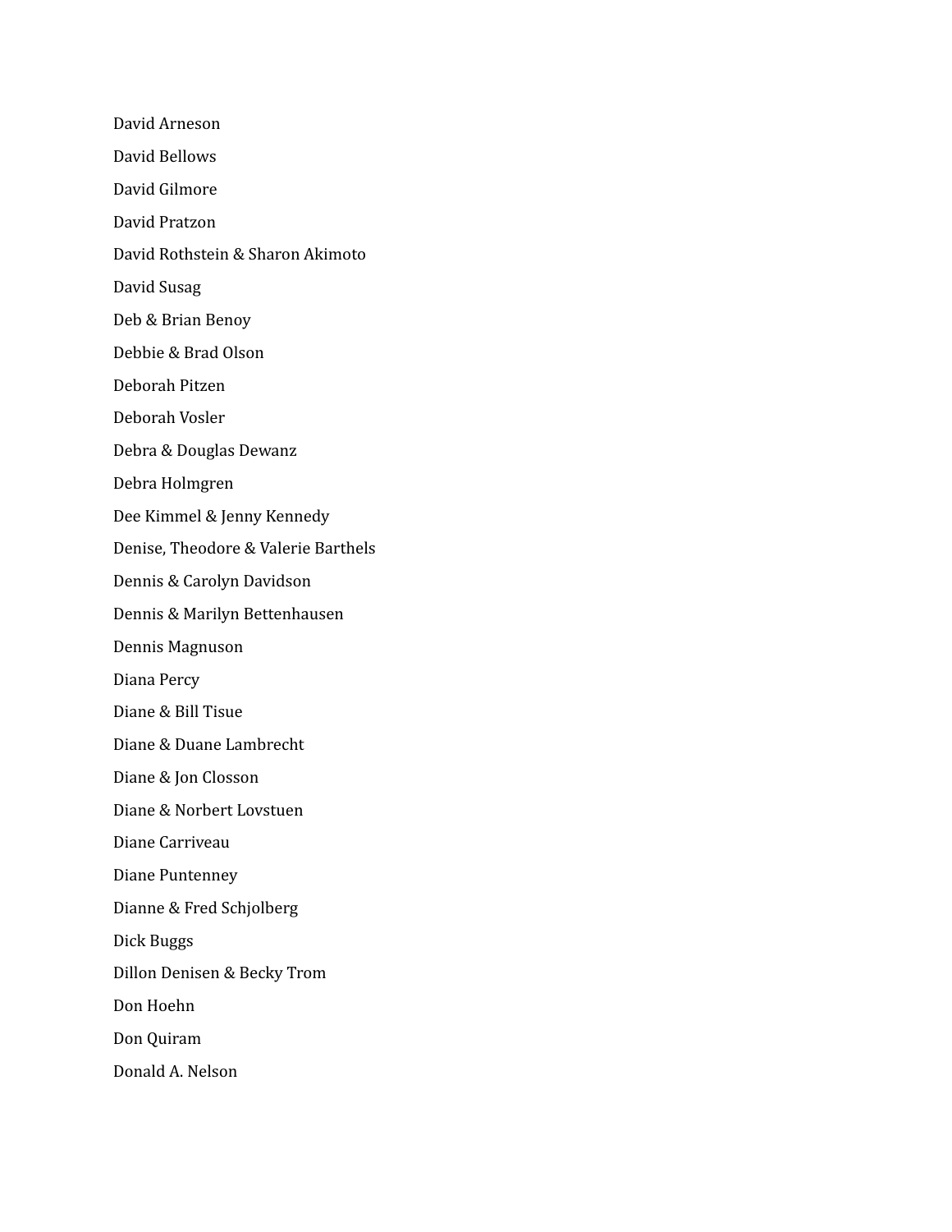David Arneson

David Bellows

David Gilmore

David Pratzon

David Rothstein & Sharon Akimoto

David Susag

Deb & Brian Benoy

Debbie & Brad Olson

Deborah Pitzen

Deborah Vosler

Debra & Douglas Dewanz

Debra Holmgren

Dee Kimmel & Jenny Kennedy

Denise, Theodore & Valerie Barthels

Dennis & Carolyn Davidson

Dennis & Marilyn Bettenhausen

Dennis Magnuson

Diana Percy

Diane & Bill Tisue

Diane & Duane Lambrecht

Diane & Jon Closson

Diane & Norbert Lovstuen

Diane Carriveau

Diane Puntenney

Dianne & Fred Schjolberg

Dick Buggs

Dillon Denisen & Becky Trom

Don Hoehn

Don Quiram

Donald A. Nelson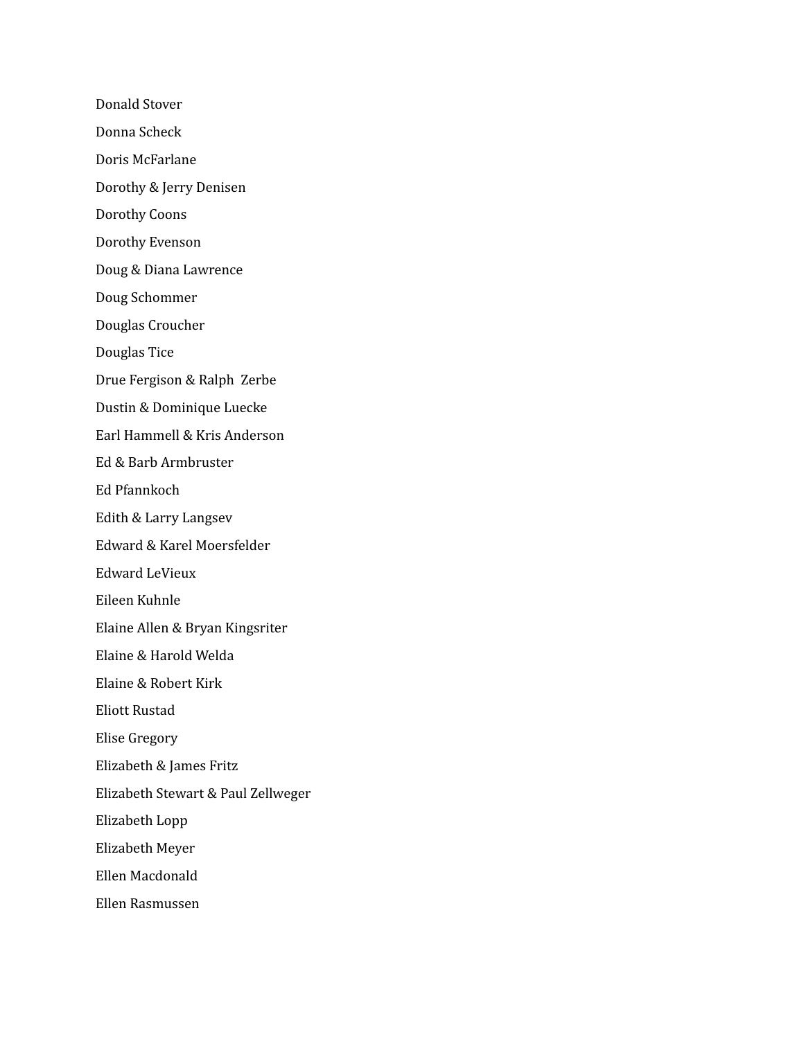Donald Stover

Donna Scheck

Doris McFarlane

Dorothy & Jerry Denisen

Dorothy Coons

Dorothy Evenson

Doug & Diana Lawrence

Doug Schommer

Douglas Croucher

Douglas Tice

Drue Fergison & Ralph  Zerbe

Dustin & Dominique Luecke

Earl Hammell & Kris Anderson

Ed & Barb Armbruster

Ed Pfannkoch

Edith & Larry Langsev

Edward & Karel Moersfelder

Edward LeVieux

Eileen Kuhnle

Elaine Allen & Bryan Kingsriter

Elaine & Harold Welda

Elaine & Robert Kirk

Eliott Rustad

Elise Gregory

Elizabeth & James Fritz

Elizabeth Stewart & Paul Zellweger

Elizabeth Lopp

Elizabeth Meyer

Ellen Macdonald

Ellen Rasmussen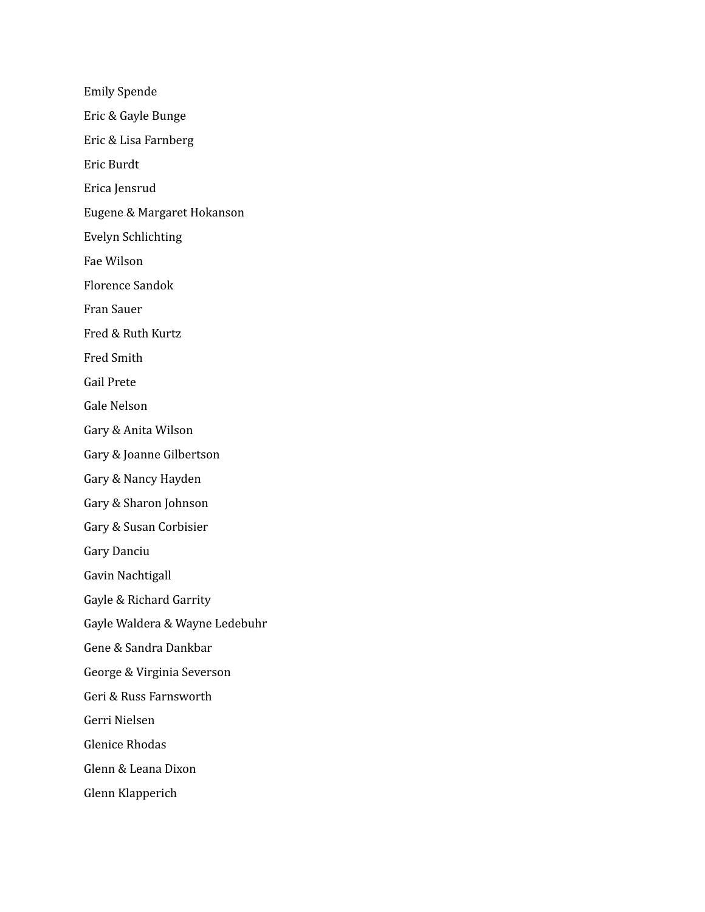Emily Spende

Eric & Gayle Bunge

Eric & Lisa Farnberg

Eric Burdt

Erica Jensrud

Eugene & Margaret Hokanson

Evelyn Schlichting

Fae Wilson

Florence Sandok

Fran Sauer

Fred & Ruth Kurtz

Fred Smith

Gail Prete

Gale Nelson

Gary & Anita Wilson

Gary & Joanne Gilbertson

Gary & Nancy Hayden

Gary & Sharon Johnson

Gary & Susan Corbisier

Gary Danciu

Gavin Nachtigall

Gayle & Richard Garrity

Gayle Waldera & Wayne Ledebuhr

Gene & Sandra Dankbar

George & Virginia Severson

Geri & Russ Farnsworth

Gerri Nielsen

Glenice Rhodas

Glenn & Leana Dixon

Glenn Klapperich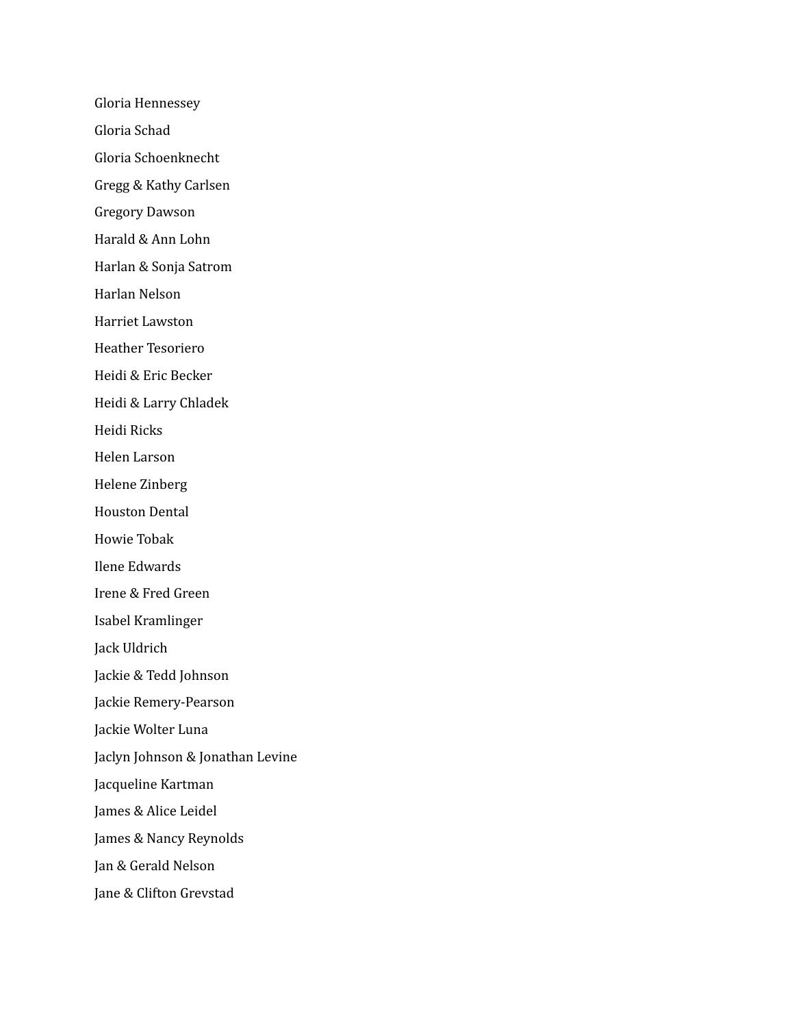Gloria Hennessey

Gloria Schad

Gloria Schoenknecht

Gregg & Kathy Carlsen

Gregory Dawson

Harald & Ann Lohn

Harlan & Sonja Satrom

Harlan Nelson

Harriet Lawston

Heather Tesoriero

Heidi & Eric Becker

Heidi & Larry Chladek

Heidi Ricks

Helen Larson

Helene Zinberg

Houston Dental

Howie Tobak

Ilene Edwards

Irene & Fred Green

Isabel Kramlinger

Jack Uldrich

Jackie & Tedd Johnson

Jackie Remery-Pearson

Jackie Wolter Luna

Jaclyn Johnson & Jonathan Levine

Jacqueline Kartman

James & Alice Leidel

James & Nancy Reynolds

Jan & Gerald Nelson

Jane & Clifton Grevstad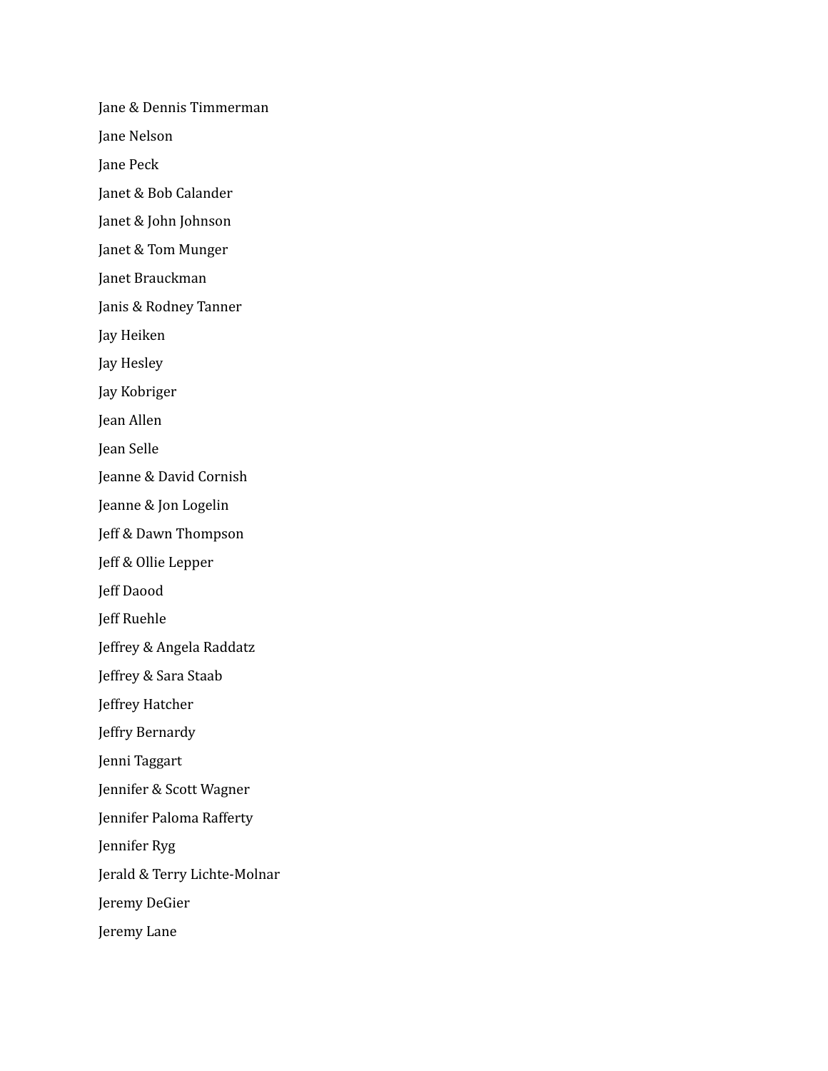Jane & Dennis Timmerman

Jane Nelson

Jane Peck

Janet & Bob Calander

Janet & John Johnson

Janet & Tom Munger

Janet Brauckman

Janis & Rodney Tanner

Jay Heiken

Jay Hesley

Jay Kobriger

Jean Allen

Jean Selle

Jeanne & David Cornish

Jeanne & Jon Logelin

Jeff & Dawn Thompson

Jeff & Ollie Lepper

Jeff Daood

Jeff Ruehle

Jeffrey & Angela Raddatz

Jeffrey & Sara Staab

Jeffrey Hatcher

Jeffry Bernardy

Jenni Taggart

Jennifer & Scott Wagner

Jennifer Paloma Rafferty

Jennifer Ryg

Jerald & Terry Lichte-Molnar

Jeremy DeGier

Jeremy Lane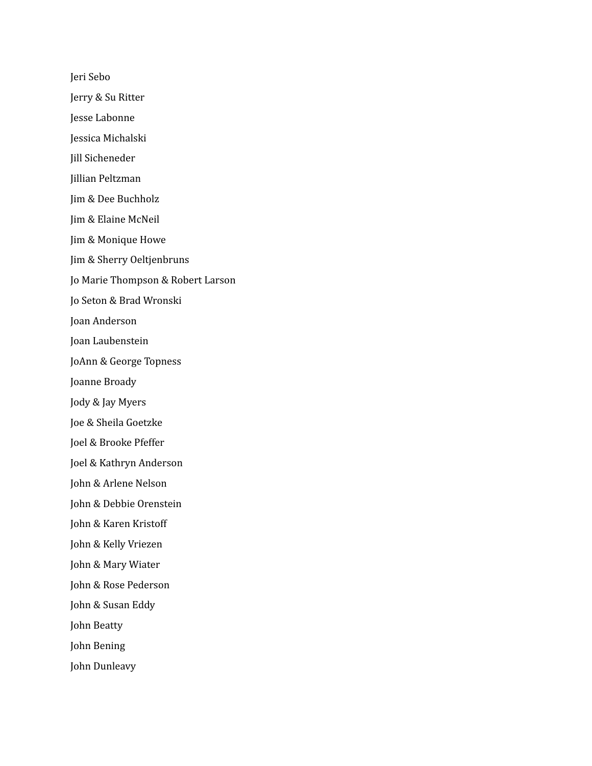Jeri Sebo

Jerry & Su Ritter

Jesse Labonne

Jessica Michalski

Jill Sicheneder

Jillian Peltzman

Jim & Dee Buchholz

Jim & Elaine McNeil

Jim & Monique Howe

Jim & Sherry Oeltjenbruns

Jo Marie Thompson & Robert Larson

Jo Seton & Brad Wronski

Joan Anderson

Joan Laubenstein

JoAnn & George Topness

Joanne Broady

Jody & Jay Myers

Joe & Sheila Goetzke

Joel & Brooke Pfeffer

Joel & Kathryn Anderson

John & Arlene Nelson

John & Debbie Orenstein

John & Karen Kristoff

John & Kelly Vriezen

John & Mary Wiater

John & Rose Pederson

John & Susan Eddy

John Beatty

John Bening

John Dunleavy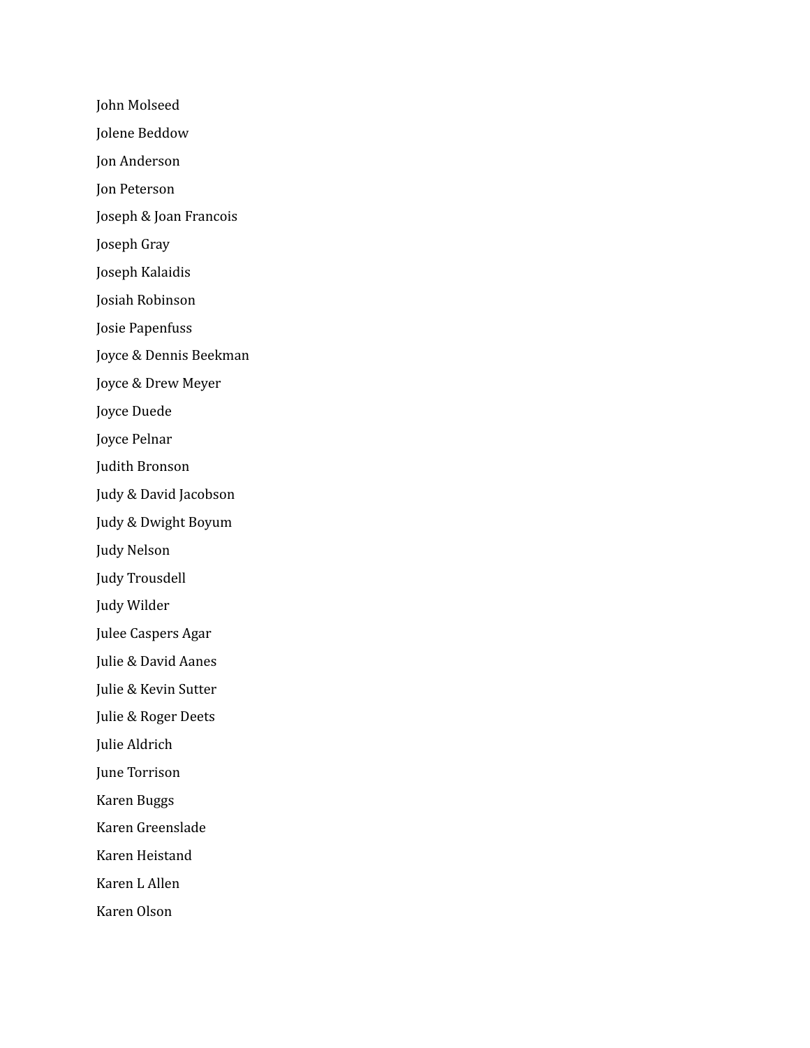John Molseed

Jolene Beddow

Jon Anderson

Jon Peterson

Joseph & Joan Francois

Joseph Gray

Joseph Kalaidis

Josiah Robinson

Josie Papenfuss

Joyce & Dennis Beekman

Joyce & Drew Meyer

Joyce Duede

Joyce Pelnar

Judith Bronson

Judy & David Jacobson

Judy & Dwight Boyum

Judy Nelson

Judy Trousdell

Judy Wilder

Julee Caspers Agar

Julie & David Aanes

Julie & Kevin Sutter

Julie & Roger Deets

Julie Aldrich

June Torrison

Karen Buggs

Karen Greenslade

Karen Heistand

Karen L Allen

Karen Olson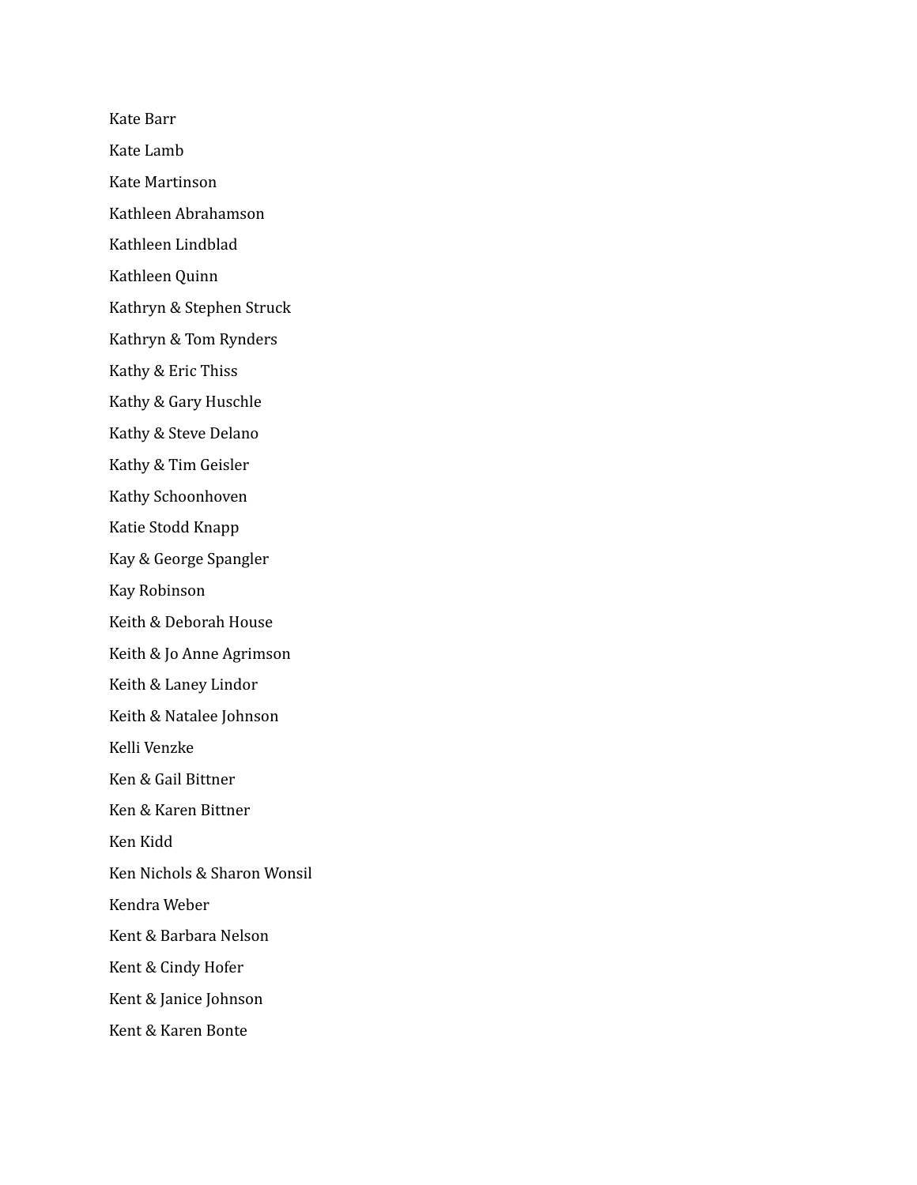Kate Barr

Kate Lamb

Kate Martinson

Kathleen Abrahamson

Kathleen Lindblad

Kathleen Quinn

Kathryn & Stephen Struck

Kathryn & Tom Rynders

Kathy & Eric Thiss

Kathy & Gary Huschle

Kathy & Steve Delano

Kathy & Tim Geisler

Kathy Schoonhoven

Katie Stodd Knapp

Kay & George Spangler

Kay Robinson

Keith & Deborah House

Keith & Jo Anne Agrimson

Keith & Laney Lindor

Keith & Natalee Johnson

Kelli Venzke

Ken & Gail Bittner

Ken & Karen Bittner

Ken Kidd

Ken Nichols & Sharon Wonsil

Kendra Weber

Kent & Barbara Nelson

Kent & Cindy Hofer

Kent & Janice Johnson

Kent & Karen Bonte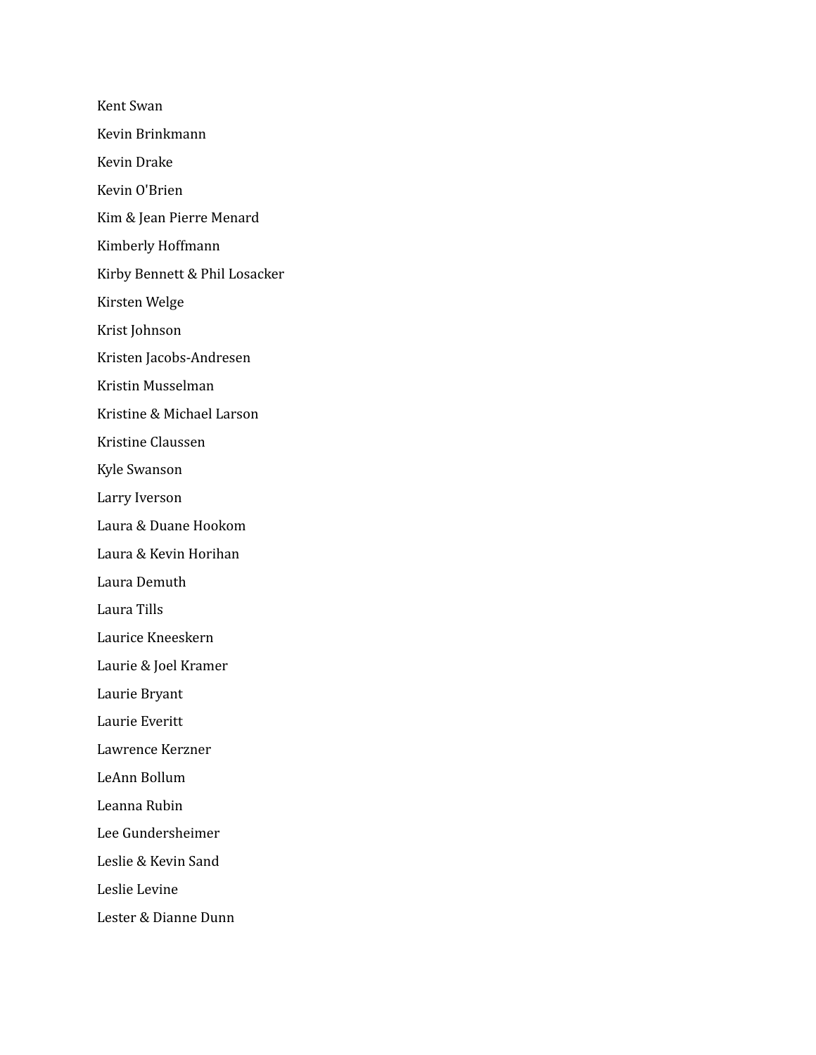Kent Swan

Kevin Brinkmann

Kevin Drake

Kevin O'Brien

Kim & Jean Pierre Menard

Kimberly Hoffmann

Kirby Bennett & Phil Losacker

Kirsten Welge

Krist Johnson

Kristen Jacobs-Andresen

Kristin Musselman

Kristine & Michael Larson

Kristine Claussen

Kyle Swanson

Larry Iverson

Laura & Duane Hookom

Laura & Kevin Horihan

Laura Demuth

Laura Tills

Laurice Kneeskern

Laurie & Joel Kramer

Laurie Bryant

Laurie Everitt

Lawrence Kerzner

LeAnn Bollum

Leanna Rubin

Lee Gundersheimer

Leslie & Kevin Sand

Leslie Levine

Lester & Dianne Dunn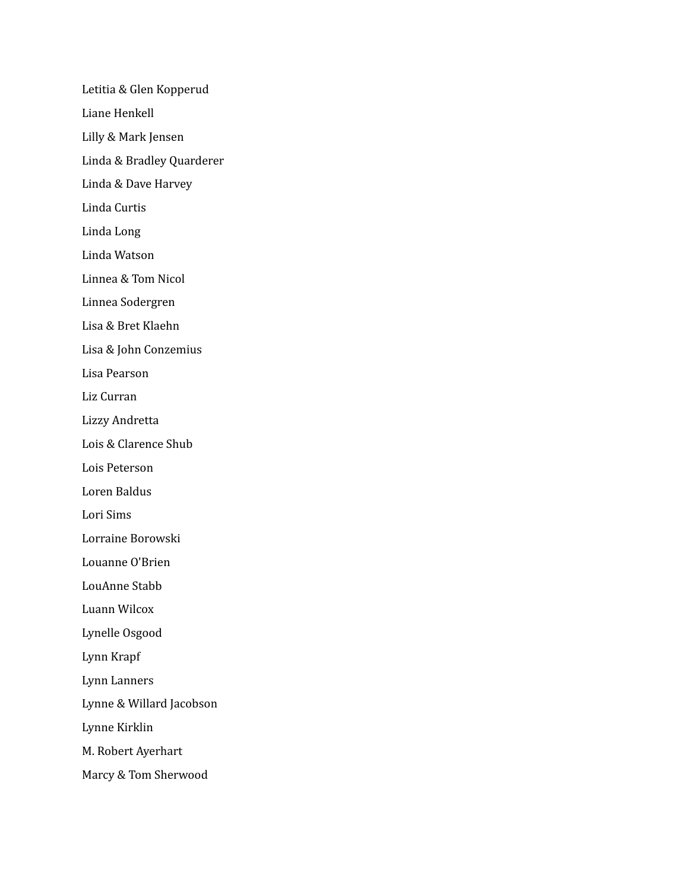Letitia & Glen Kopperud

Liane Henkell

Lilly & Mark Jensen

Linda & Bradley Quarderer

Linda & Dave Harvey

Linda Curtis

Linda Long

Linda Watson

Linnea & Tom Nicol

Linnea Sodergren

Lisa & Bret Klaehn

Lisa & John Conzemius

Lisa Pearson

Liz Curran

Lizzy Andretta

Lois & Clarence Shub

Lois Peterson

Loren Baldus

Lori Sims

Lorraine Borowski

Louanne O'Brien

LouAnne Stabb

Luann Wilcox

Lynelle Osgood

Lynn Krapf

Lynn Lanners

Lynne & Willard Jacobson

Lynne Kirklin

M. Robert Ayerhart

Marcy & Tom Sherwood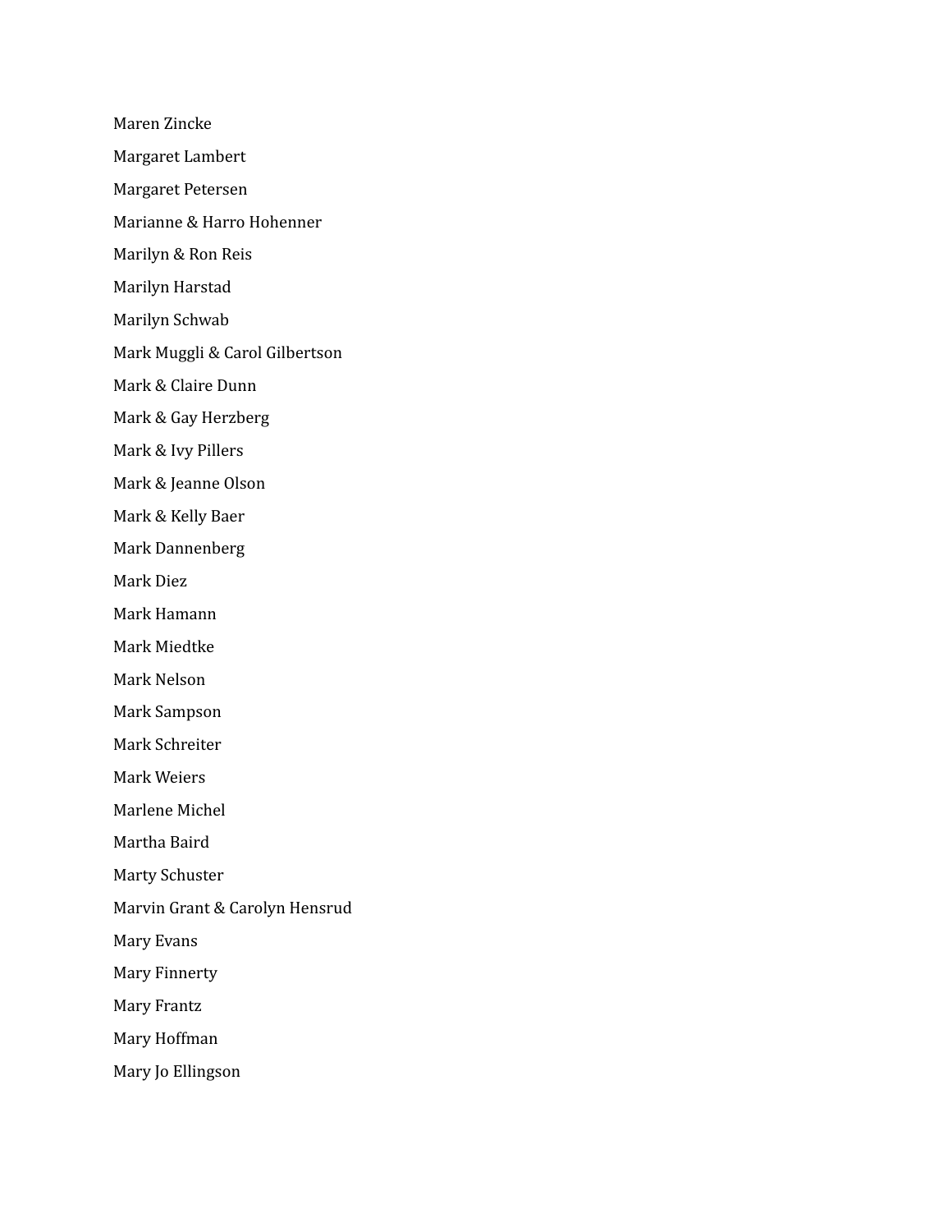Maren Zincke

Margaret Lambert

Margaret Petersen

Marianne & Harro Hohenner

Marilyn & Ron Reis

Marilyn Harstad

Marilyn Schwab

Mark Muggli & Carol Gilbertson

Mark & Claire Dunn

Mark & Gay Herzberg

Mark & Ivy Pillers

Mark & Jeanne Olson

Mark & Kelly Baer

Mark Dannenberg

Mark Diez

Mark Hamann

Mark Miedtke

Mark Nelson

Mark Sampson

Mark Schreiter

Mark Weiers

Marlene Michel

Martha Baird

Marty Schuster

Marvin Grant & Carolyn Hensrud

Mary Evans

Mary Finnerty

Mary Frantz

Mary Hoffman

Mary Jo Ellingson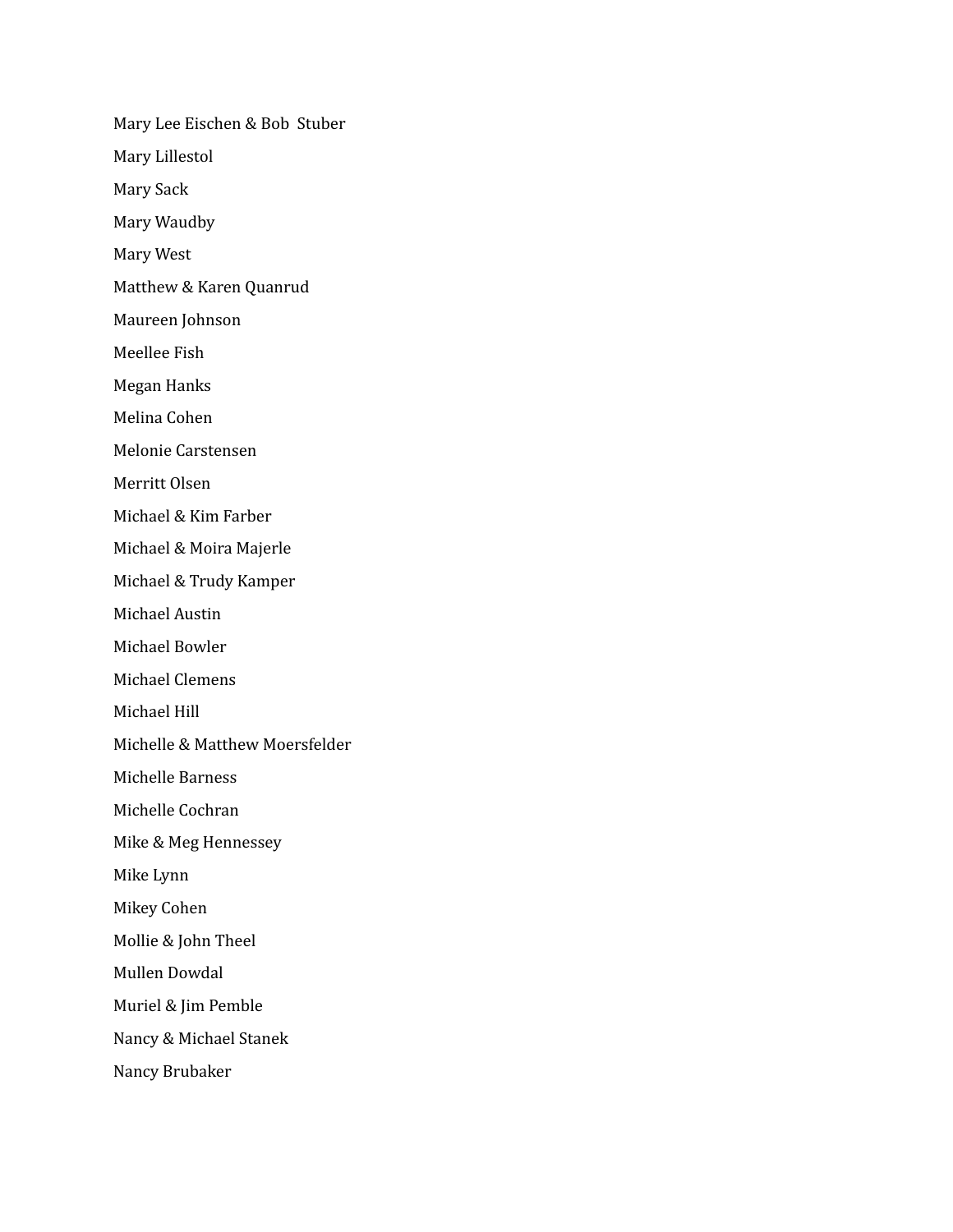Mary Lee Eischen & Bob Stuber

Mary Lillestol

Mary Sack

Mary Waudby

Mary West

Matthew & Karen Quanrud

Maureen Johnson

Meellee Fish

Megan Hanks

Melina Cohen

Melonie Carstensen

Merritt Olsen

Michael & Kim Farber

Michael & Moira Majerle

Michael & Trudy Kamper

Michael Austin

Michael Bowler

Michael Clemens

Michael Hill

Michelle & Matthew Moersfelder

Michelle Barness

Michelle Cochran

Mike & Meg Hennessey

Mike Lynn

Mikey Cohen

Mollie & John Theel

Mullen Dowdal

Muriel & Jim Pemble

Nancy & Michael Stanek

Nancy Brubaker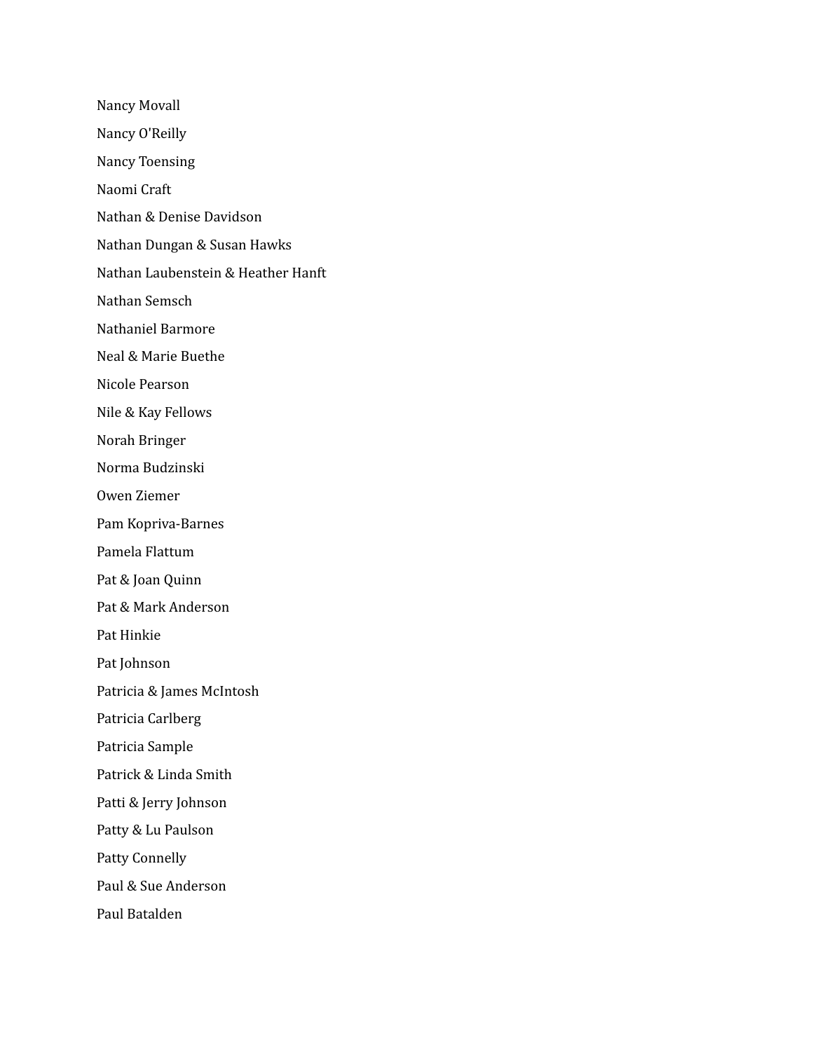Nancy Movall

Nancy O'Reilly

Nancy Toensing

Naomi Craft

Nathan & Denise Davidson

Nathan Dungan & Susan Hawks

Nathan Laubenstein & Heather Hanft

Nathan Semsch

Nathaniel Barmore

Neal & Marie Buethe

Nicole Pearson

Nile & Kay Fellows

Norah Bringer

Norma Budzinski

Owen Ziemer

Pam Kopriva-Barnes

Pamela Flattum

Pat & Joan Quinn

Pat & Mark Anderson

Pat Hinkie

Pat Johnson

Patricia & James McIntosh

Patricia Carlberg

Patricia Sample

Patrick & Linda Smith

Patti & Jerry Johnson

Patty & Lu Paulson

Patty Connelly

Paul & Sue Anderson

Paul Batalden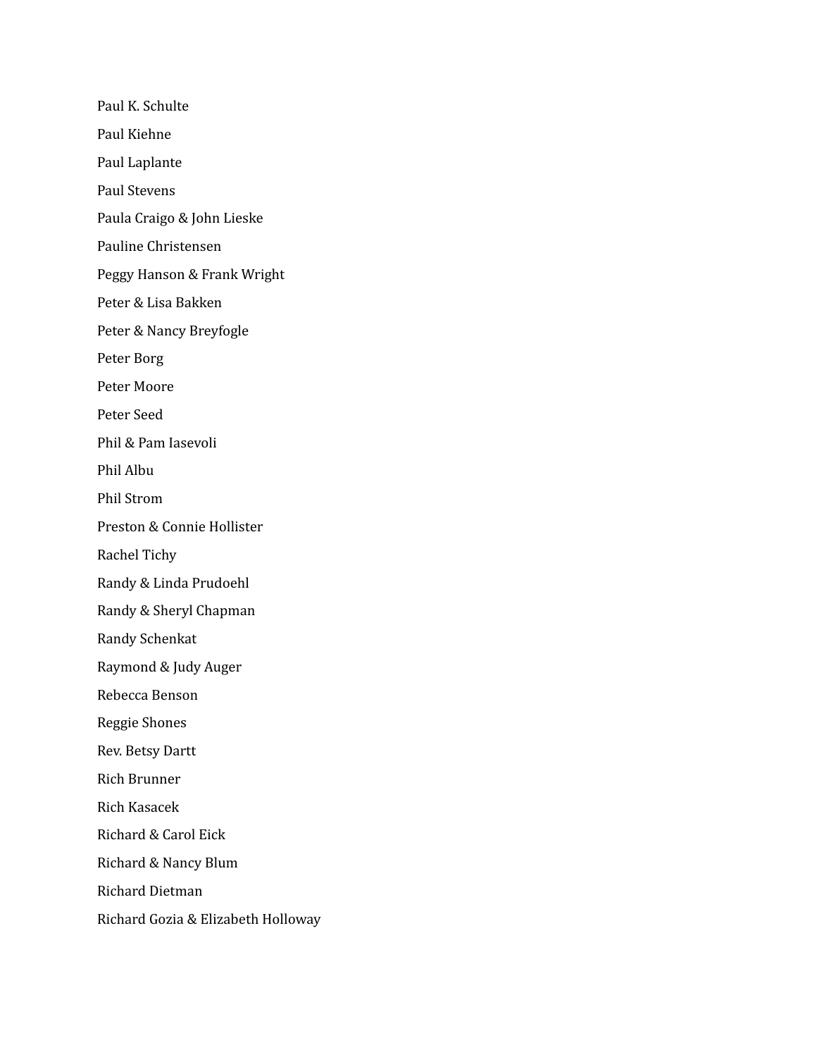Paul K. Schulte

Paul Kiehne

Paul Laplante

Paul Stevens

Paula Craigo & John Lieske

Pauline Christensen

Peggy Hanson & Frank Wright

Peter & Lisa Bakken

Peter & Nancy Breyfogle

Peter Borg

Peter Moore

Peter Seed

Phil & Pam Iasevoli

Phil Albu

Phil Strom

Preston & Connie Hollister

Rachel Tichy

Randy & Linda Prudoehl

Randy & Sheryl Chapman

Randy Schenkat

Raymond & Judy Auger

Rebecca Benson

Reggie Shones

Rev. Betsy Dartt

Rich Brunner

Rich Kasacek

Richard & Carol Eick

Richard & Nancy Blum

Richard Dietman

Richard Gozia & Elizabeth Holloway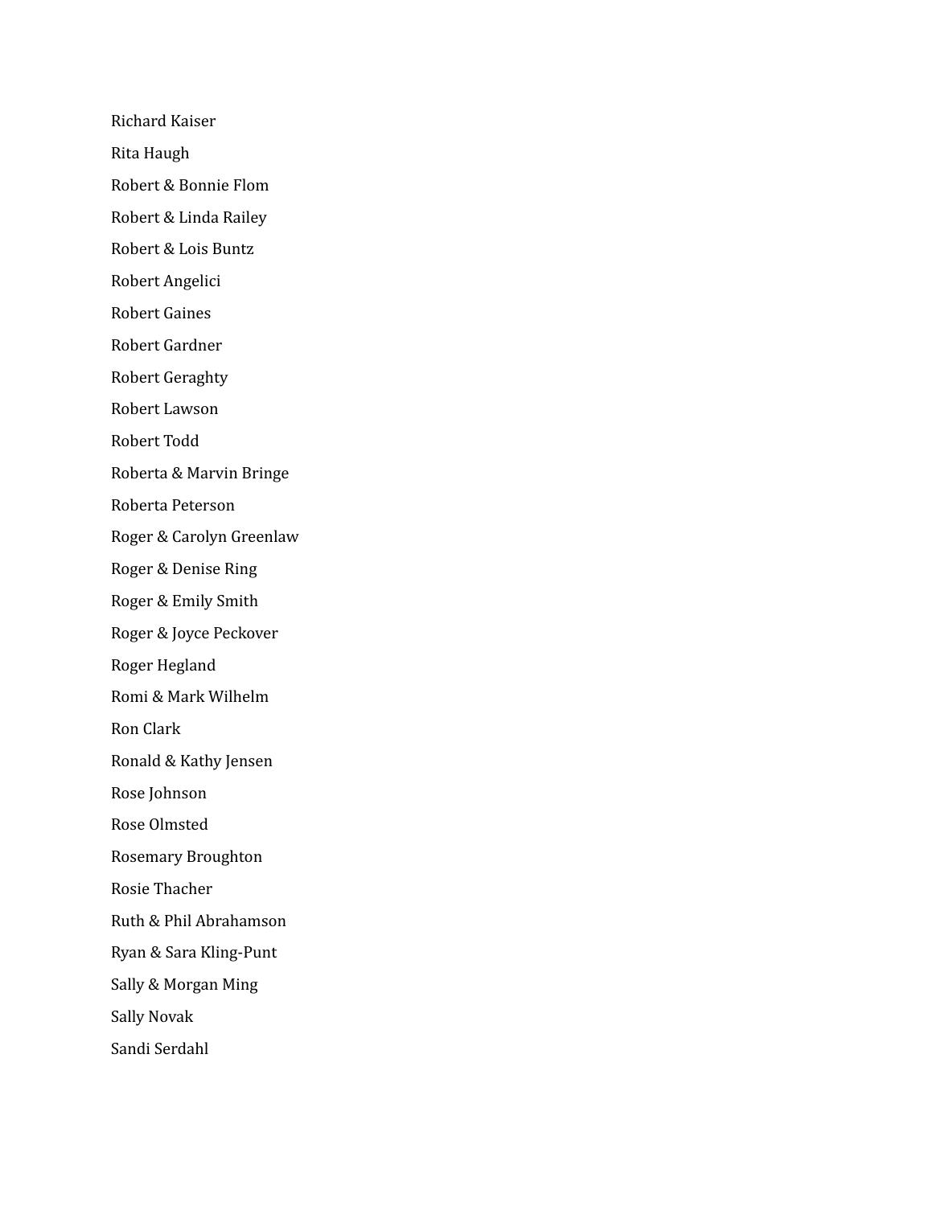Richard Kaiser

Rita Haugh

Robert & Bonnie Flom

Robert & Linda Railey

Robert & Lois Buntz

Robert Angelici

Robert Gaines

Robert Gardner

Robert Geraghty

Robert Lawson

Robert Todd

Roberta & Marvin Bringe

Roberta Peterson

Roger & Carolyn Greenlaw

Roger & Denise Ring

Roger & Emily Smith

Roger & Joyce Peckover

Roger Hegland

Romi & Mark Wilhelm

Ron Clark

Ronald & Kathy Jensen

Rose Johnson

Rose Olmsted

Rosemary Broughton

Rosie Thacher

Ruth & Phil Abrahamson

Ryan & Sara Kling-Punt

Sally & Morgan Ming

Sally Novak

Sandi Serdahl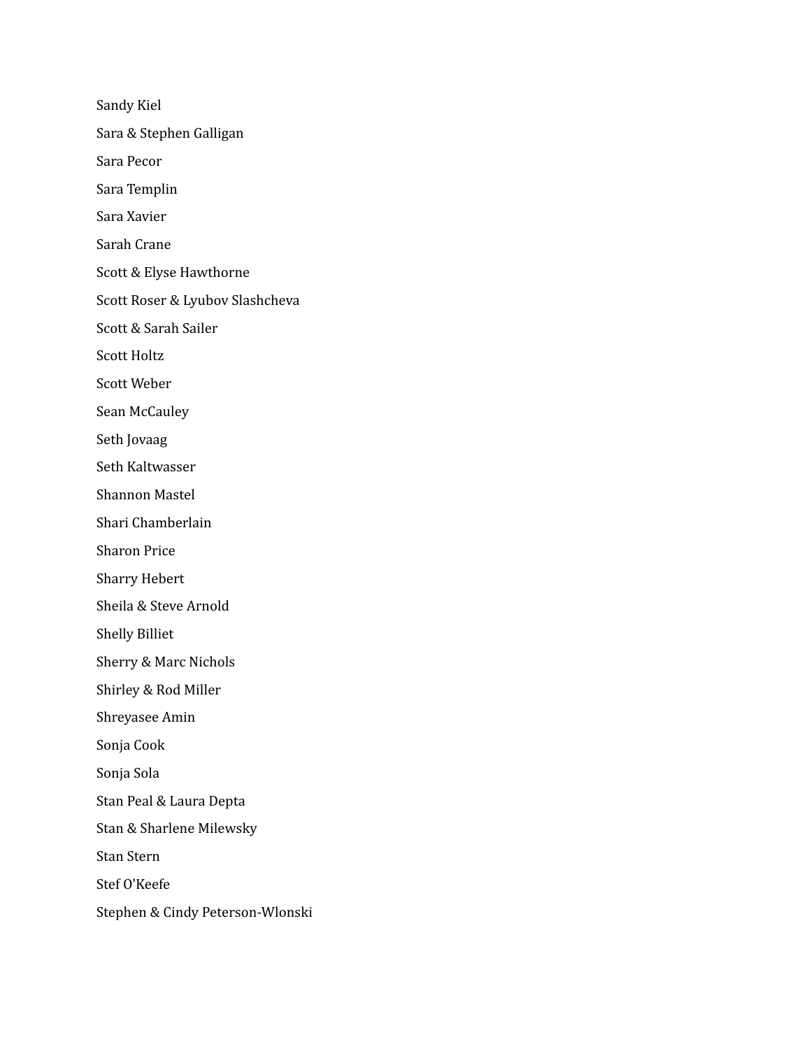Sandy Kiel

Sara & Stephen Galligan

Sara Pecor

Sara Templin

Sara Xavier

Sarah Crane

Scott & Elyse Hawthorne

Scott Roser & Lyubov Slashcheva

Scott & Sarah Sailer

Scott Holtz

Scott Weber

Sean McCauley

Seth Jovaag

Seth Kaltwasser

Shannon Mastel

Shari Chamberlain

Sharon Price

Sharry Hebert

Sheila & Steve Arnold

Shelly Billiet

Sherry & Marc Nichols

Shirley & Rod Miller

Shreyasee Amin

Sonja Cook

Sonja Sola

Stan Peal & Laura Depta

Stan & Sharlene Milewsky

Stan Stern

Stef O'Keefe

Stephen & Cindy Peterson-Wlonski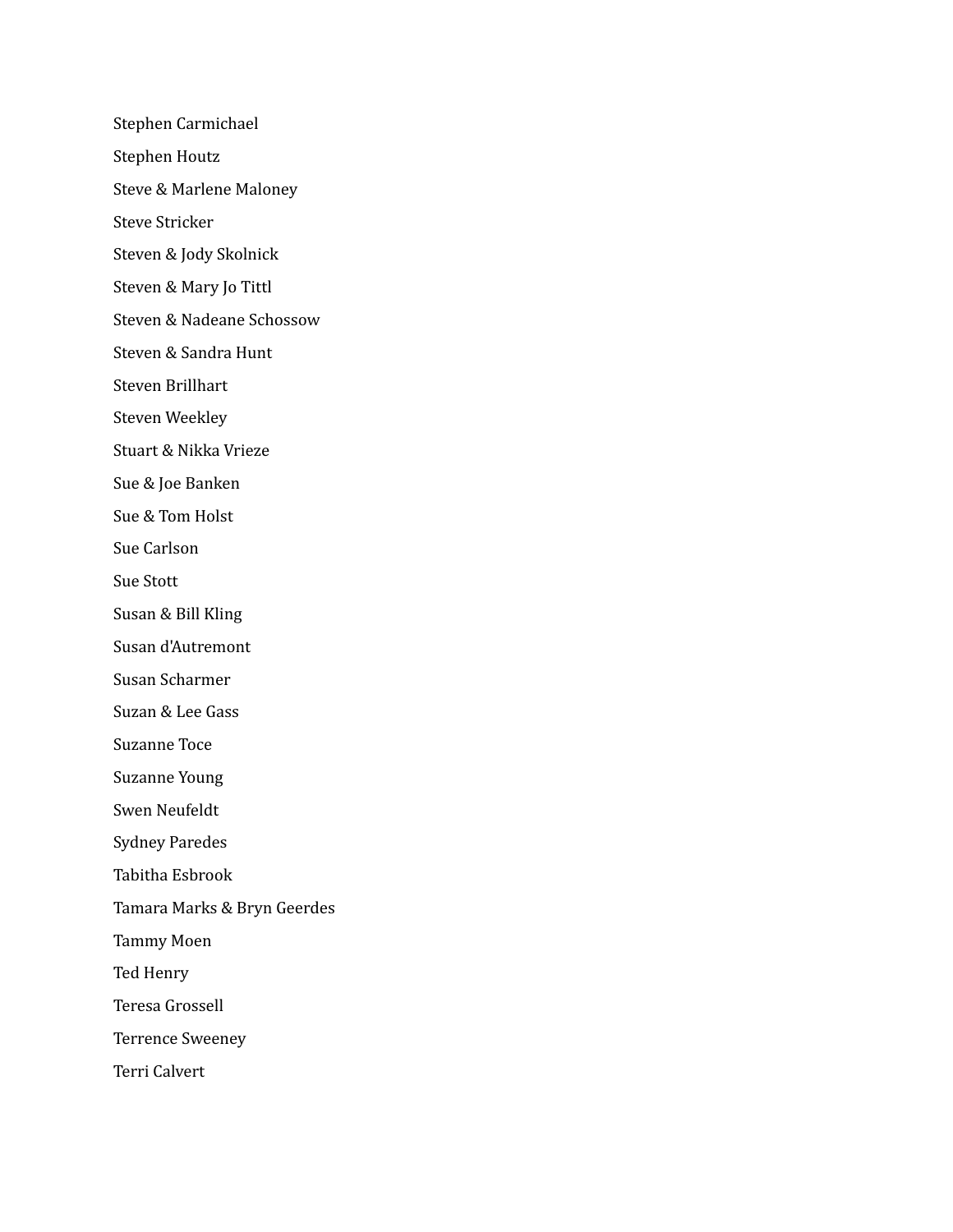Stephen Carmichael

Stephen Houtz

Steve & Marlene Maloney

Steve Stricker

Steven & Jody Skolnick

Steven & Mary Jo Tittl

Steven & Nadeane Schossow

Steven & Sandra Hunt

Steven Brillhart

Steven Weekley

Stuart & Nikka Vrieze

Sue & Joe Banken

Sue & Tom Holst

Sue Carlson

Sue Stott

Susan & Bill Kling

Susan d'Autremont

Susan Scharmer

Suzan & Lee Gass

Suzanne Toce

Suzanne Young

Swen Neufeldt

Sydney Paredes

Tabitha Esbrook

Tamara Marks & Bryn Geerdes

Tammy Moen

Ted Henry

Teresa Grossell

Terrence Sweeney

Terri Calvert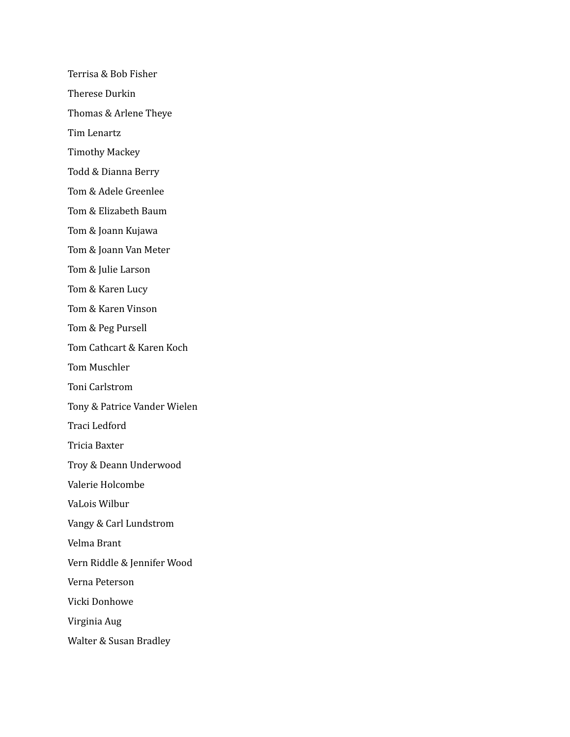Terrisa & Bob Fisher

Therese Durkin

Thomas & Arlene Theye

Tim Lenartz

Timothy Mackey

Todd & Dianna Berry

Tom & Adele Greenlee

Tom & Elizabeth Baum

Tom & Joann Kujawa

Tom & Joann Van Meter

Tom & Julie Larson

Tom & Karen Lucy

Tom & Karen Vinson

Tom & Peg Pursell

Tom Cathcart & Karen Koch

Tom Muschler

Toni Carlstrom

Tony & Patrice Vander Wielen

Traci Ledford

Tricia Baxter

Troy & Deann Underwood

Valerie Holcombe

VaLois Wilbur

Vangy & Carl Lundstrom

Velma Brant

Vern Riddle & Jennifer Wood

Verna Peterson

Vicki Donhowe

Virginia Aug

Walter & Susan Bradley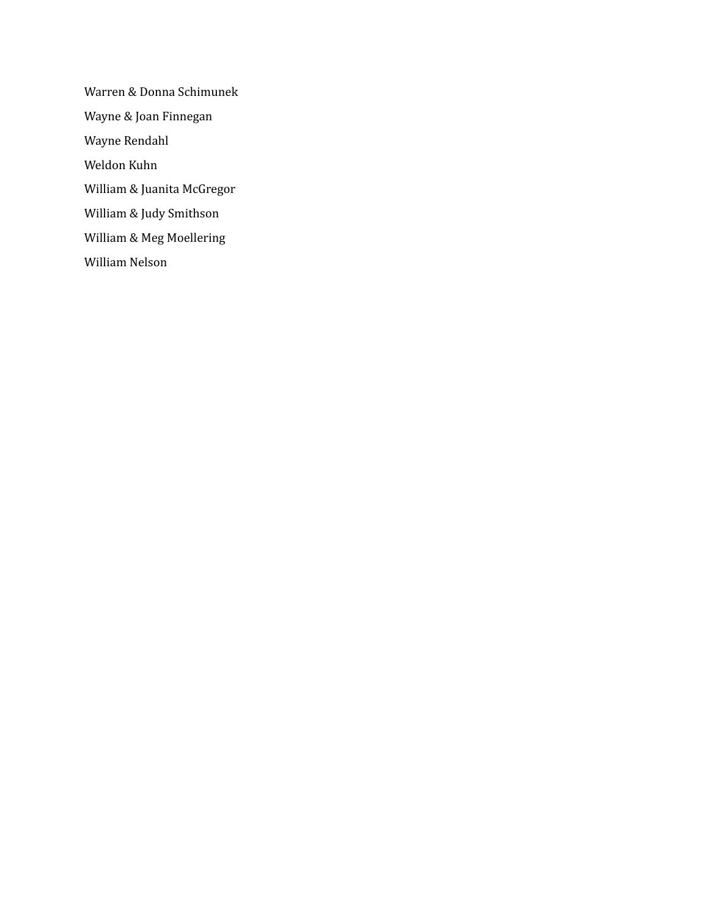Warren & Donna Schimunek

Wayne & Joan Finnegan

Wayne Rendahl

Weldon Kuhn

William & Juanita McGregor

William & Judy Smithson

William & Meg Moellering

William Nelson